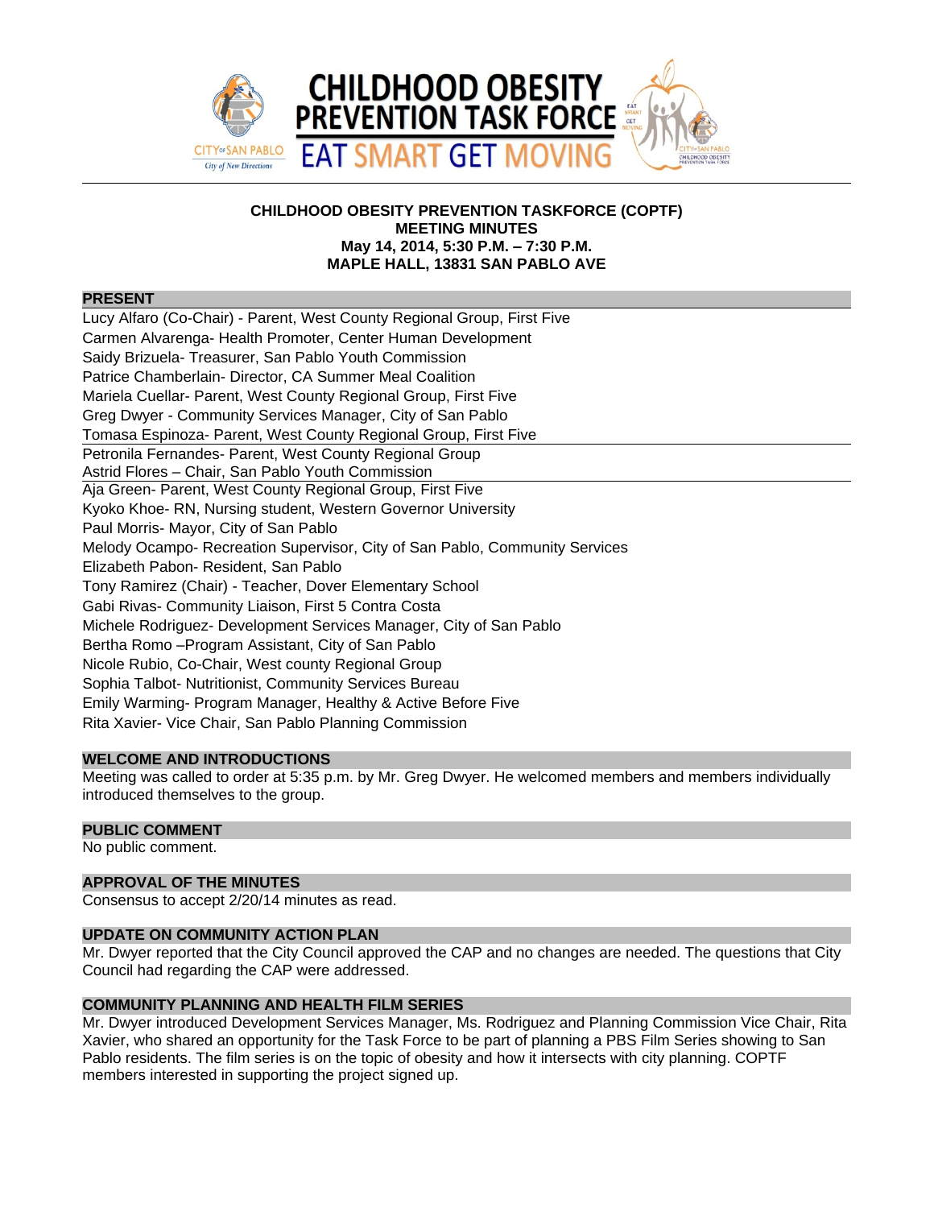# CHILDHOOD OBESITY PREVENTION TASK FORCE
## EAT SMART GET MOVING

**CHILDHOOD OBESITY PREVENTION TASKFORCE (COPTF)**
**MEETING MINUTES**
**May 14, 2014, 5:30 P.M. – 7:30 P.M.**
**MAPLE HALL, 13831 SAN PABLO AVE**

### PRESENT

Lucy Alfaro (Co-Chair) - Parent, West County Regional Group, First Five
Carmen Alvarenga- Health Promoter, Center Human Development
Saidy Brizuela- Treasurer, San Pablo Youth Commission
Patrice Chamberlain- Director, CA Summer Meal Coalition
Mariela Cuellar- Parent, West County Regional Group, First Five
Greg Dwyer - Community Services Manager, City of San Pablo
Tomasa Espinoza- Parent, West County Regional Group, First Five
Petronila Fernandes- Parent, West County Regional Group
Astrid Flores – Chair, San Pablo Youth Commission
Aja Green- Parent, West County Regional Group, First Five
Kyoko Khoe- RN, Nursing student, Western Governor University
Paul Morris- Mayor, City of San Pablo
Melody Ocampo- Recreation Supervisor, City of San Pablo, Community Services
Elizabeth Pabon- Resident, San Pablo
Tony Ramirez (Chair) - Teacher, Dover Elementary School
Gabi Rivas- Community Liaison, First 5 Contra Costa
Michele Rodriguez- Development Services Manager, City of San Pablo
Bertha Romo –Program Assistant, City of San Pablo
Nicole Rubio, Co-Chair, West county Regional Group
Sophia Talbot- Nutritionist, Community Services Bureau
Emily Warming- Program Manager, Healthy & Active Before Five
Rita Xavier- Vice Chair, San Pablo Planning Commission

### WELCOME AND INTRODUCTIONS

Meeting was called to order at 5:35 p.m. by Mr. Greg Dwyer. He welcomed members and members individually introduced themselves to the group.

### PUBLIC COMMENT

No public comment.

### APPROVAL OF THE MINUTES

Consensus to accept 2/20/14 minutes as read.

### UPDATE ON COMMUNITY ACTION PLAN

Mr. Dwyer reported that the City Council approved the CAP and no changes are needed. The questions that City Council had regarding the CAP were addressed.

### COMMUNITY PLANNING AND HEALTH FILM SERIES

Mr. Dwyer introduced Development Services Manager, Ms. Rodriguez and Planning Commission Vice Chair, Rita Xavier, who shared an opportunity for the Task Force to be part of planning a PBS Film Series showing to San Pablo residents. The film series is on the topic of obesity and how it intersects with city planning. COPTF members interested in supporting the project signed up.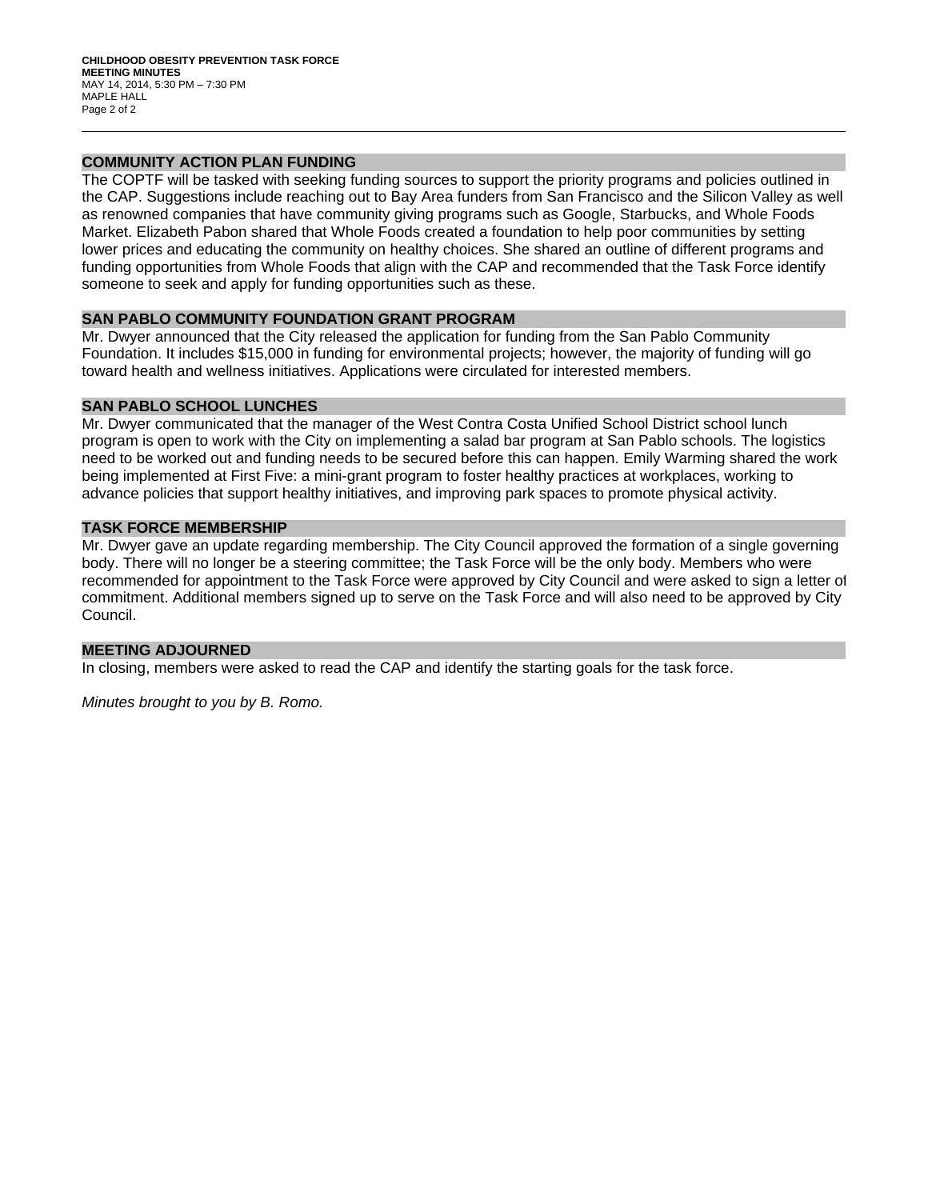## COMMUNITY ACTION PLAN FUNDING

The COPTF will be tasked with seeking funding sources to support the priority programs and policies outlined in the CAP. Suggestions include reaching out to Bay Area funders from San Francisco and the Silicon Valley as well as renowned companies that have community giving programs such as Google, Starbucks, and Whole Foods Market. Elizabeth Pabon shared that Whole Foods created a foundation to help poor communities by setting lower prices and educating the community on healthy choices. She shared an outline of different programs and funding opportunities from Whole Foods that align with the CAP and recommended that the Task Force identify someone to seek and apply for funding opportunities such as these.

## SAN PABLO COMMUNITY FOUNDATION GRANT PROGRAM

Mr. Dwyer announced that the City released the application for funding from the San Pablo Community Foundation. It includes $15,000 in funding for environmental projects; however, the majority of funding will go toward health and wellness initiatives. Applications were circulated for interested members.

## SAN PABLO SCHOOL LUNCHES

Mr. Dwyer communicated that the manager of the West Contra Costa Unified School District school lunch program is open to work with the City on implementing a salad bar program at San Pablo schools. The logistics need to be worked out and funding needs to be secured before this can happen. Emily Warming shared the work being implemented at First Five: a mini-grant program to foster healthy practices at workplaces, working to advance policies that support healthy initiatives, and improving park spaces to promote physical activity.

## TASK FORCE MEMBERSHIP

Mr. Dwyer gave an update regarding membership. The City Council approved the formation of a single governing body. There will no longer be a steering committee; the Task Force will be the only body. Members who were recommended for appointment to the Task Force were approved by City Council and were asked to sign a letter of commitment. Additional members signed up to serve on the Task Force and will also need to be approved by City Council.

## MEETING ADJOURNED

In closing, members were asked to read the CAP and identify the starting goals for the task force.

*Minutes brought to you by B. Romo.*